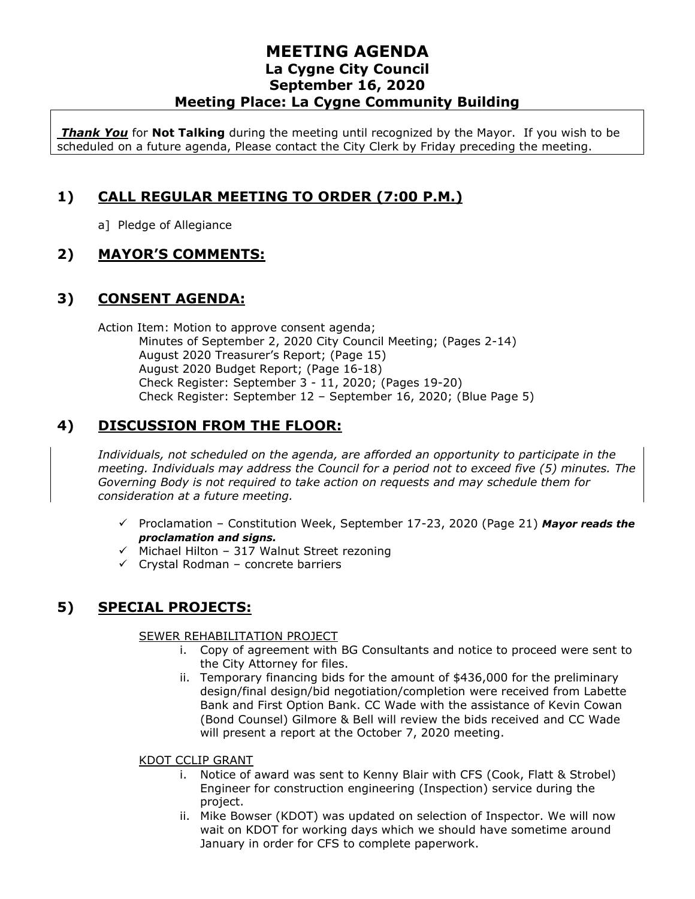# MEETING AGENDA
## La Cygne City Council
## September 16, 2020
## Meeting Place: La Cygne Community Building

***Thank You*** for **Not Talking** during the meeting until recognized by the Mayor. If you wish to be scheduled on a future agenda, Please contact the City Clerk by Friday preceding the meeting.

## 1) CALL REGULAR MEETING TO ORDER (7:00 P.M.)

a] Pledge of Allegiance

## 2) MAYOR'S COMMENTS:

## 3) CONSENT AGENDA:

Action Item: Motion to approve consent agenda;
- Minutes of September 2, 2020 City Council Meeting; (Pages 2-14)
- August 2020 Treasurer's Report; (Page 15)
- August 2020 Budget Report; (Page 16-18)
- Check Register: September 3 - 11, 2020; (Pages 19-20)
- Check Register: September 12 – September 16, 2020; (Blue Page 5)

## 4) DISCUSSION FROM THE FLOOR:

*Individuals, not scheduled on the agenda, are afforded an opportunity to participate in the meeting. Individuals may address the Council for a period not to exceed five (5) minutes. The Governing Body is not required to take action on requests and may schedule them for consideration at a future meeting.*

- ✓ Proclamation – Constitution Week, September 17-23, 2020 (Page 21) ***Mayor reads the proclamation and signs.***
- ✓ Michael Hilton – 317 Walnut Street rezoning
- ✓ Crystal Rodman – concrete barriers

## 5) SPECIAL PROJECTS:

SEWER REHABILITATION PROJECT

i. Copy of agreement with BG Consultants and notice to proceed were sent to the City Attorney for files.

ii. Temporary financing bids for the amount of $436,000 for the preliminary design/final design/bid negotiation/completion were received from Labette Bank and First Option Bank. CC Wade with the assistance of Kevin Cowan (Bond Counsel) Gilmore & Bell will review the bids received and CC Wade will present a report at the October 7, 2020 meeting.

KDOT CCLIP GRANT

i. Notice of award was sent to Kenny Blair with CFS (Cook, Flatt & Strobel) Engineer for construction engineering (Inspection) service during the project.

ii. Mike Bowser (KDOT) was updated on selection of Inspector. We will now wait on KDOT for working days which we should have sometime around January in order for CFS to complete paperwork.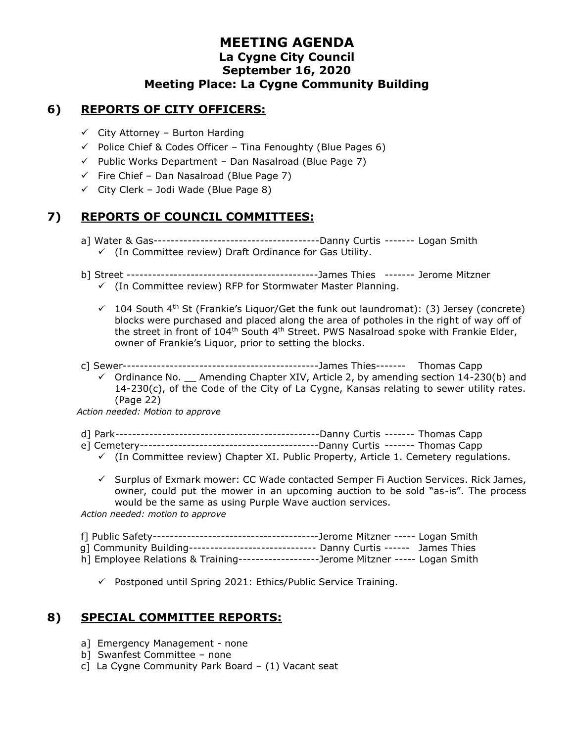# MEETING AGENDA
## La Cygne City Council
## September 16, 2020
## Meeting Place: La Cygne Community Building

## 6) REPORTS OF CITY OFFICERS:

- ✓ City Attorney – Burton Harding
- ✓ Police Chief & Codes Officer – Tina Fenoughty (Blue Pages 6)
- ✓ Public Works Department – Dan Nasalroad (Blue Page 7)
- ✓ Fire Chief – Dan Nasalroad (Blue Page 7)
- ✓ City Clerk – Jodi Wade (Blue Page 8)

## 7) REPORTS OF COUNCIL COMMITTEES:

a] Water & Gas---------------------------------------Danny Curtis ------- Logan Smith
- ✓ (In Committee review) Draft Ordinance for Gas Utility.

b] Street --------------------------------------------James Thies ------- Jerome Mitzner
- ✓ (In Committee review) RFP for Stormwater Master Planning.
- ✓ 104 South 4th St (Frankie's Liquor/Get the funk out laundromat): (3) Jersey (concrete) blocks were purchased and placed along the area of potholes in the right of way off of the street in front of 104th South 4th Street. PWS Nasalroad spoke with Frankie Elder, owner of Frankie's Liquor, prior to setting the blocks.

c] Sewer----------------------------------------------James Thies------- Thomas Capp
- ✓ Ordinance No. __ Amending Chapter XIV, Article 2, by amending section 14-230(b) and 14-230(c), of the Code of the City of La Cygne, Kansas relating to sewer utility rates. (Page 22)

*Action needed: Motion to approve*

d] Park------------------------------------------------Danny Curtis ------- Thomas Capp

e] Cemetery------------------------------------------Danny Curtis ------- Thomas Capp
- ✓ (In Committee review) Chapter XI. Public Property, Article 1. Cemetery regulations.
- ✓ Surplus of Exmark mower: CC Wade contacted Semper Fi Auction Services. Rick James, owner, could put the mower in an upcoming auction to be sold "as-is". The process would be the same as using Purple Wave auction services.

*Action needed: motion to approve*

f] Public Safety---------------------------------------Jerome Mitzner ----- Logan Smith

g] Community Building------------------------------ Danny Curtis ------ James Thies

h] Employee Relations & Training-------------------Jerome Mitzner ----- Logan Smith

- ✓ Postponed until Spring 2021: Ethics/Public Service Training.

## 8) SPECIAL COMMITTEE REPORTS:

a] Emergency Management - none

b] Swanfest Committee – none

c] La Cygne Community Park Board – (1) Vacant seat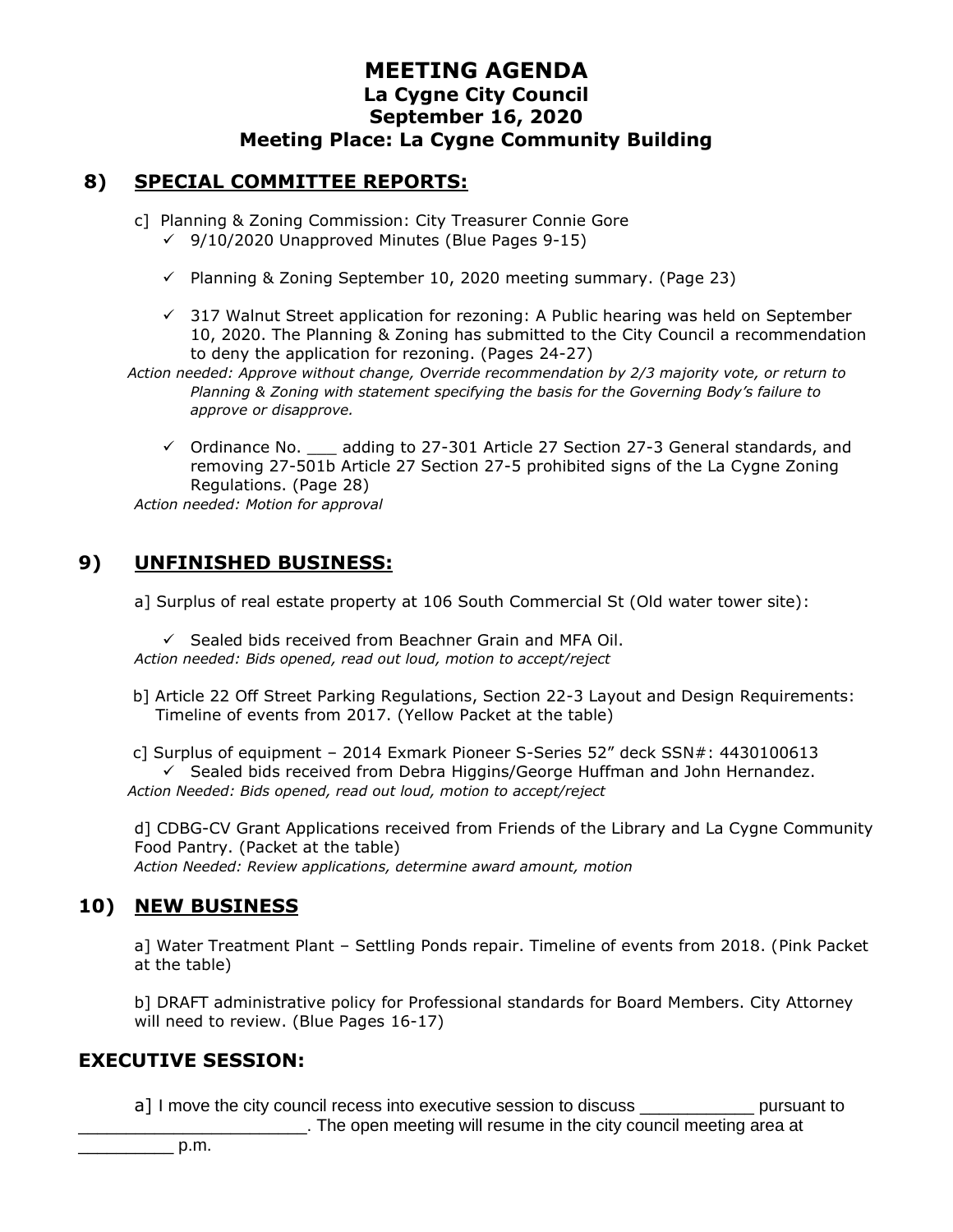# MEETING AGENDA
## La Cygne City Council
## September 16, 2020
## Meeting Place: La Cygne Community Building

## 8) SPECIAL COMMITTEE REPORTS:

c] Planning & Zoning Commission: City Treasurer Connie Gore

- ✓ 9/10/2020 Unapproved Minutes (Blue Pages 9-15)
- ✓ Planning & Zoning September 10, 2020 meeting summary. (Page 23)
- ✓ 317 Walnut Street application for rezoning: A Public hearing was held on September 10, 2020. The Planning & Zoning has submitted to the City Council a recommendation to deny the application for rezoning. (Pages 24-27)

*Action needed: Approve without change, Override recommendation by 2/3 majority vote, or return to Planning & Zoning with statement specifying the basis for the Governing Body's failure to approve or disapprove.*

- ✓ Ordinance No. ___ adding to 27-301 Article 27 Section 27-3 General standards, and removing 27-501b Article 27 Section 27-5 prohibited signs of the La Cygne Zoning Regulations. (Page 28)

*Action needed: Motion for approval*

## 9) UNFINISHED BUSINESS:

a] Surplus of real estate property at 106 South Commercial St (Old water tower site):

- ✓ Sealed bids received from Beachner Grain and MFA Oil.

*Action needed: Bids opened, read out loud, motion to accept/reject*

b] Article 22 Off Street Parking Regulations, Section 22-3 Layout and Design Requirements: Timeline of events from 2017. (Yellow Packet at the table)

c] Surplus of equipment – 2014 Exmark Pioneer S-Series 52" deck SSN#: 4430100613

- ✓ Sealed bids received from Debra Higgins/George Huffman and John Hernandez.

*Action Needed: Bids opened, read out loud, motion to accept/reject*

d] CDBG-CV Grant Applications received from Friends of the Library and La Cygne Community Food Pantry. (Packet at the table)

*Action Needed: Review applications, determine award amount, motion*

## 10) NEW BUSINESS

a] Water Treatment Plant – Settling Ponds repair. Timeline of events from 2018. (Pink Packet at the table)

b] DRAFT administrative policy for Professional standards for Board Members. City Attorney will need to review. (Blue Pages 16-17)

## EXECUTIVE SESSION:

a] I move the city council recess into executive session to discuss ____________ pursuant to ________________________. The open meeting will resume in the city council meeting area at __________ p.m.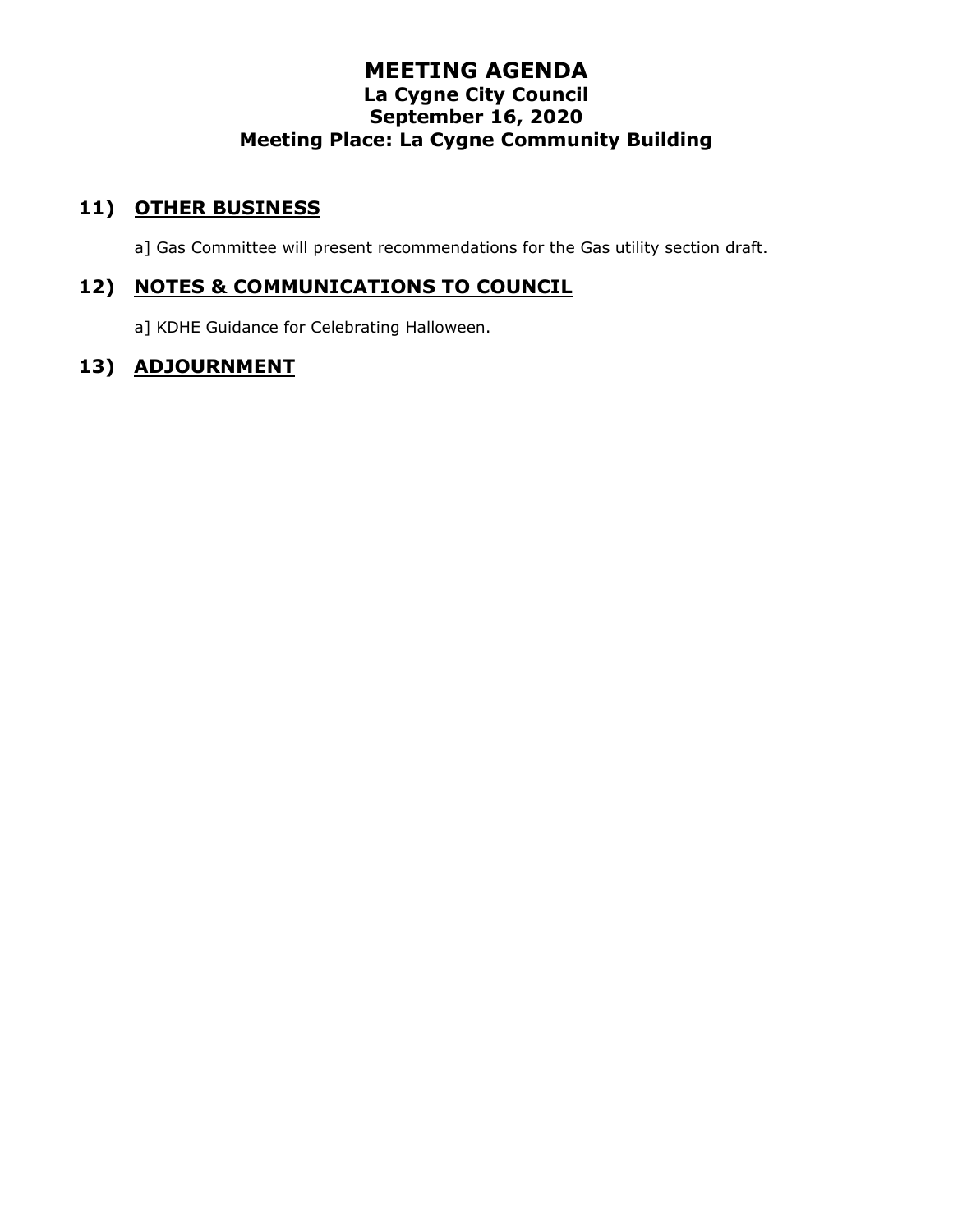# MEETING AGENDA
## La Cygne City Council
## September 16, 2020
## Meeting Place: La Cygne Community Building

## 11) OTHER BUSINESS

a] Gas Committee will present recommendations for the Gas utility section draft.

## 12) NOTES & COMMUNICATIONS TO COUNCIL

a] KDHE Guidance for Celebrating Halloween.

## 13) ADJOURNMENT